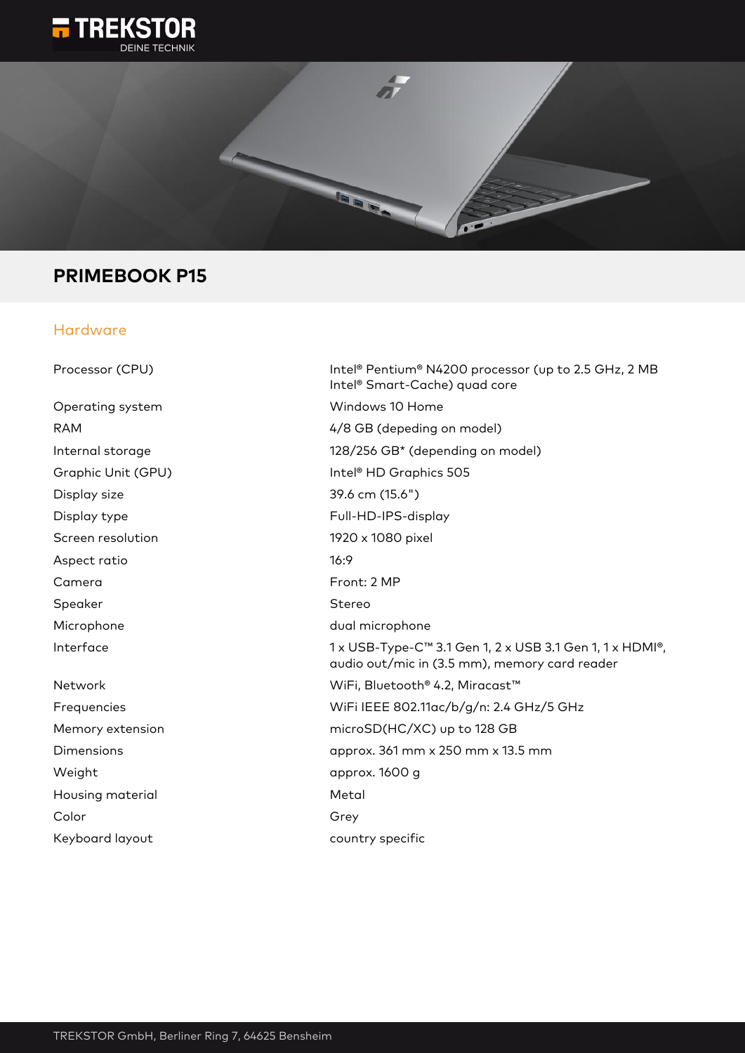# PRIMEBOOK P15

## Hardware

| | |
|---|---|
| Processor (CPU) | Intel® Pentium® N4200 processor (up to 2.5 GHz, 2 MB Intel® Smart-Cache) quad core |
| Operating system | Windows 10 Home |
| RAM | 4/8 GB (depeding on model) |
| Internal storage | 128/256 GB* (depending on model) |
| Graphic Unit (GPU) | Intel® HD Graphics 505 |
| Display size | 39.6 cm (15.6") |
| Display type | Full-HD-IPS-display |
| Screen resolution | 1920 x 1080 pixel |
| Aspect ratio | 16:9 |
| Camera | Front: 2 MP |
| Speaker | Stereo |
| Microphone | dual microphone |
| Interface | 1 x USB-Type-C™ 3.1 Gen 1, 2 x USB 3.1 Gen 1, 1 x HDMI®, audio out/mic in (3.5 mm), memory card reader |
| Network | WiFi, Bluetooth® 4.2, Miracast™ |
| Frequencies | WiFi IEEE 802.11ac/b/g/n: 2.4 GHz/5 GHz |
| Memory extension | microSD(HC/XC) up to 128 GB |
| Dimensions | approx. 361 mm x 250 mm x 13.5 mm |
| Weight | approx. 1600 g |
| Housing material | Metal |
| Color | Grey |
| Keyboard layout | country specific |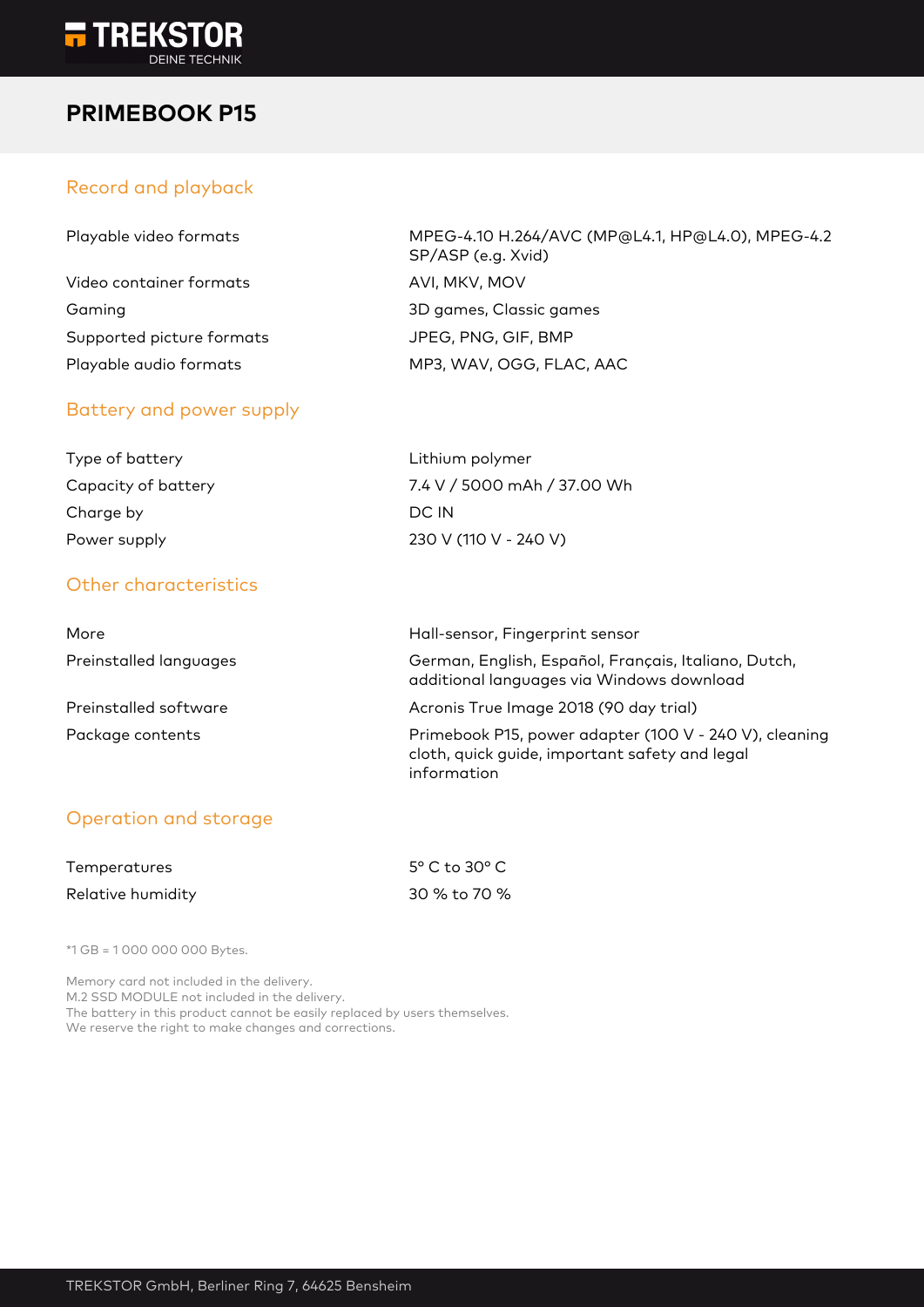# PRIMEBOOK P15

## Record and playback

| | |
|---|---|
| Playable video formats | MPEG-4.10 H.264/AVC (MP@L4.1, HP@L4.0), MPEG-4.2 SP/ASP (e.g. Xvid) |
| Video container formats | AVI, MKV, MOV |
| Gaming | 3D games, Classic games |
| Supported picture formats | JPEG, PNG, GIF, BMP |
| Playable audio formats | MP3, WAV, OGG, FLAC, AAC |

## Battery and power supply

| | |
|---|---|
| Type of battery | Lithium polymer |
| Capacity of battery | 7.4 V / 5000 mAh / 37.00 Wh |
| Charge by | DC IN |
| Power supply | 230 V (110 V - 240 V) |

## Other characteristics

| | |
|---|---|
| More | Hall-sensor, Fingerprint sensor |
| Preinstalled languages | German, English, Español, Français, Italiano, Dutch, additional languages via Windows download |
| Preinstalled software | Acronis True Image 2018 (90 day trial) |
| Package contents | Primebook P15, power adapter (100 V - 240 V), cleaning cloth, quick guide, important safety and legal information |

## Operation and storage

| | |
|---|---|
| Temperatures | 5° C to 30° C |
| Relative humidity | 30 % to 70 % |

*1 GB = 1 000 000 000 Bytes.

Memory card not included in the delivery.
M.2 SSD MODULE not included in the delivery.
The battery in this product cannot be easily replaced by users themselves.
We reserve the right to make changes and corrections.